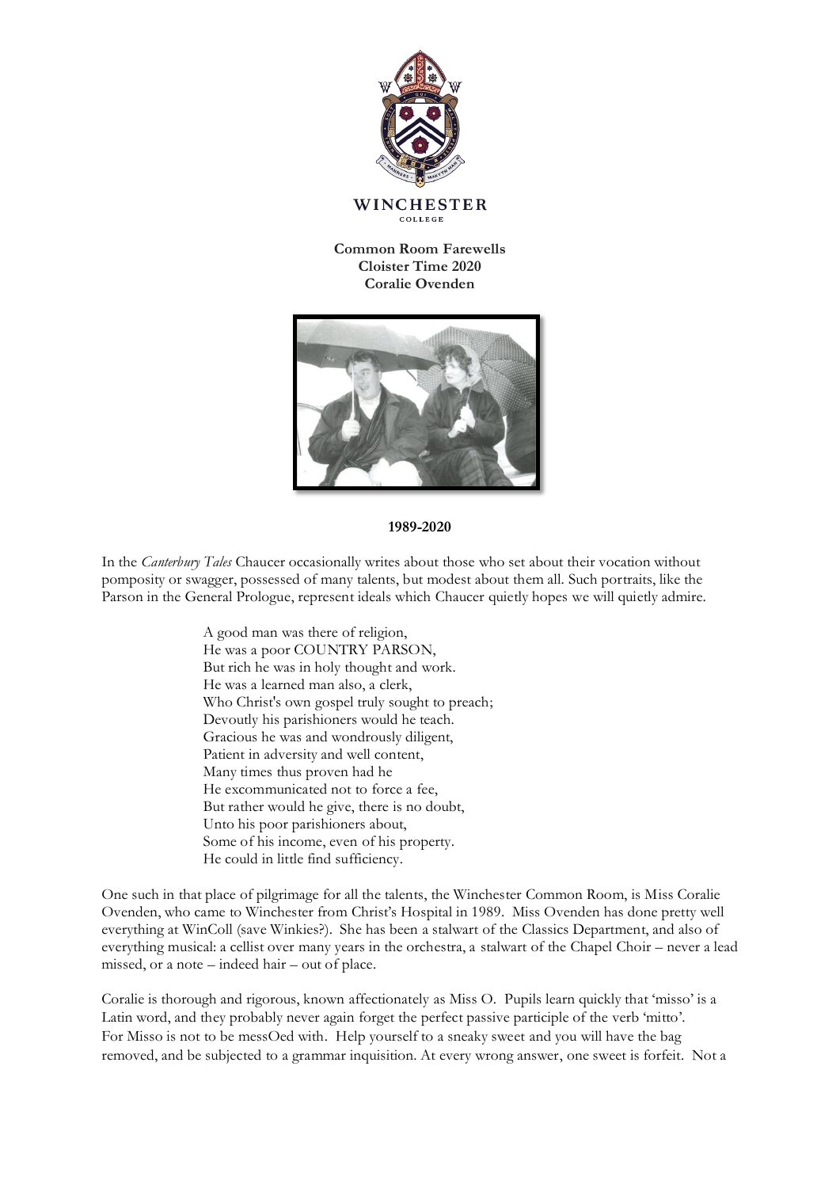WINCHESTER COLLEGE

**Common Room Farewells**
**Cloister Time 2020**
**Coralie Ovenden**

**1989-2020**

In the *Canterbury Tales* Chaucer occasionally writes about those who set about their vocation without pomposity or swagger, possessed of many talents, but modest about them all. Such portraits, like the Parson in the General Prologue, represent ideals which Chaucer quietly hopes we will quietly admire.

> A good man was there of religion,
> He was a poor COUNTRY PARSON,
> But rich he was in holy thought and work.
> He was a learned man also, a clerk,
> Who Christ's own gospel truly sought to preach;
> Devoutly his parishioners would he teach.
> Gracious he was and wondrously diligent,
> Patient in adversity and well content,
> Many times thus proven had he
> He excommunicated not to force a fee,
> But rather would he give, there is no doubt,
> Unto his poor parishioners about,
> Some of his income, even of his property.
> He could in little find sufficiency.

One such in that place of pilgrimage for all the talents, the Winchester Common Room, is Miss Coralie Ovenden, who came to Winchester from Christ's Hospital in 1989. Miss Ovenden has done pretty well everything at WinColl (save Winkies?). She has been a stalwart of the Classics Department, and also of everything musical: a cellist over many years in the orchestra, a stalwart of the Chapel Choir – never a lead missed, or a note – indeed hair – out of place.

Coralie is thorough and rigorous, known affectionately as Miss O. Pupils learn quickly that 'misso' is a Latin word, and they probably never again forget the perfect passive participle of the verb 'mitto'. For Misso is not to be messOed with. Help yourself to a sneaky sweet and you will have the bag removed, and be subjected to a grammar inquisition. At every wrong answer, one sweet is forfeit. Not a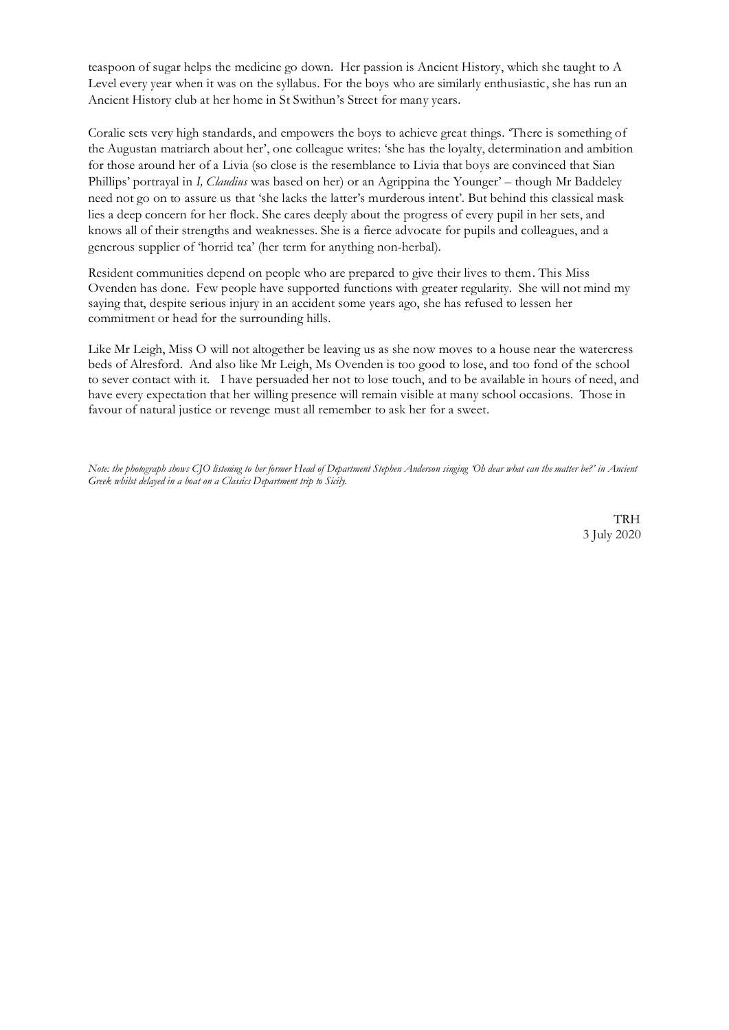teaspoon of sugar helps the medicine go down. Her passion is Ancient History, which she taught to A Level every year when it was on the syllabus. For the boys who are similarly enthusiastic, she has run an Ancient History club at her home in St Swithun's Street for many years.

Coralie sets very high standards, and empowers the boys to achieve great things. 'There is something of the Augustan matriarch about her', one colleague writes: 'she has the loyalty, determination and ambition for those around her of a Livia (so close is the resemblance to Livia that boys are convinced that Sian Phillips' portrayal in *I, Claudius* was based on her) or an Agrippina the Younger' – though Mr Baddeley need not go on to assure us that 'she lacks the latter's murderous intent'. But behind this classical mask lies a deep concern for her flock. She cares deeply about the progress of every pupil in her sets, and knows all of their strengths and weaknesses. She is a fierce advocate for pupils and colleagues, and a generous supplier of 'horrid tea' (her term for anything non-herbal).

Resident communities depend on people who are prepared to give their lives to them. This Miss Ovenden has done. Few people have supported functions with greater regularity. She will not mind my saying that, despite serious injury in an accident some years ago, she has refused to lessen her commitment or head for the surrounding hills.

Like Mr Leigh, Miss O will not altogether be leaving us as she now moves to a house near the watercress beds of Alresford. And also like Mr Leigh, Ms Ovenden is too good to lose, and too fond of the school to sever contact with it. I have persuaded her not to lose touch, and to be available in hours of need, and have every expectation that her willing presence will remain visible at many school occasions. Those in favour of natural justice or revenge must all remember to ask her for a sweet.

*Note: the photograph shows CJO listening to her former Head of Department Stephen Anderson singing 'Oh dear what can the matter be?' in Ancient Greek whilst delayed in a boat on a Classics Department trip to Sicily.*

TRH
3 July 2020